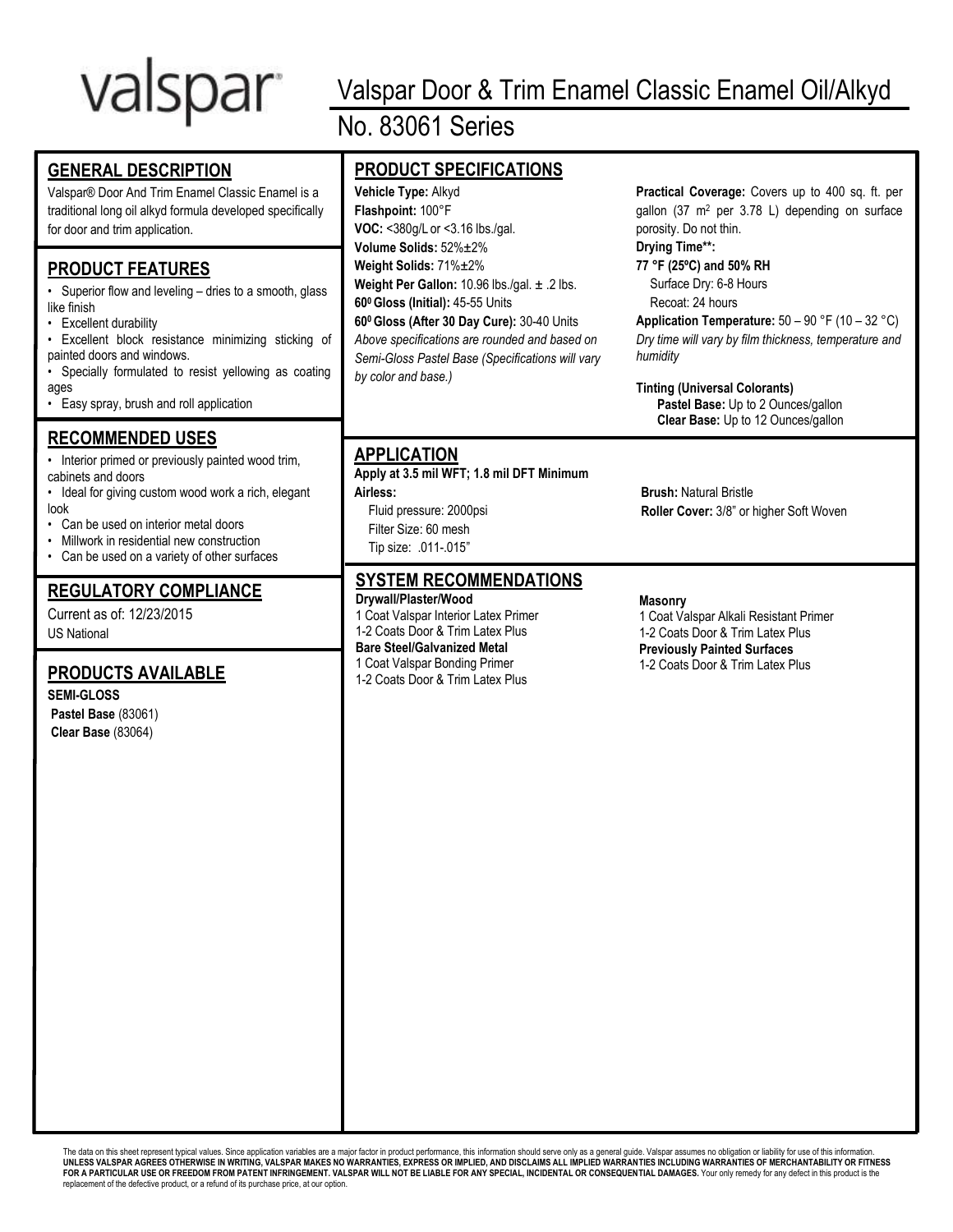valspar

# Valspar Door & Trim Enamel Classic Enamel Oil/Alkyd

## No. 83061 Series

## GENERAL DESCRIPTION

Valspar® Door And Trim Enamel Classic Enamel is a traditional long oil alkyd formula developed specifically for door and trim application.

## PRODUCT FEATURES

- Superior flow and leveling – dries to a smooth, glass like finish
- Excellent durability
- Excellent block resistance minimizing sticking of painted doors and windows.
- Specially formulated to resist yellowing as coating ages
- Easy spray, brush and roll application

## RECOMMENDED USES

- Interior primed or previously painted wood trim, cabinets and doors
- Ideal for giving custom wood work a rich, elegant look
- Can be used on interior metal doors
- Millwork in residential new construction
- Can be used on a variety of other surfaces

## REGULATORY COMPLIANCE

Current as of: 12/23/2015

US National

## PRODUCTS AVAILABLE

**SEMI-GLOSS**

**Pastel Base** (83061)

**Clear Base** (83064)

## PRODUCT SPECIFICATIONS

**Vehicle Type:** Alkyd
**Flashpoint:** 100°F
**VOC:** <380g/L or <3.16 lbs./gal.
**Volume Solids:** 52%±2%
**Weight Solids:** 71%±2%
**Weight Per Gallon:** 10.96 lbs./gal. ± .2 lbs.
**60° Gloss (Initial):** 45-55 Units
**60° Gloss (After 30 Day Cure):** 30-40 Units

*Above specifications are rounded and based on Semi-Gloss Pastel Base (Specifications will vary by color and base.)*

**Practical Coverage:** Covers up to 400 sq. ft. per gallon (37 $m^2$ per 3.78 L) depending on surface porosity. Do not thin.

**Drying Time\*\*:**

**77 °F (25ºC) and 50% RH**
Surface Dry: 6-8 Hours
Recoat: 24 hours

**Application Temperature:** 50 – 90 °F (10 – 32 °C)

*Dry time will vary by film thickness, temperature and humidity*

**Tinting (Universal Colorants)**
**Pastel Base:** Up to 2 Ounces/gallon
**Clear Base:** Up to 12 Ounces/gallon

## APPLICATION

**Apply at 3.5 mil WFT; 1.8 mil DFT Minimum**

**Airless:**
Fluid pressure: 2000psi
Filter Size: 60 mesh
Tip size: .011-.015"

**Brush:** Natural Bristle
**Roller Cover:** 3/8" or higher Soft Woven

## SYSTEM RECOMMENDATIONS

**Drywall/Plaster/Wood**
1 Coat Valspar Interior Latex Primer
1-2 Coats Door & Trim Latex Plus

**Bare Steel/Galvanized Metal**
1 Coat Valspar Bonding Primer
1-2 Coats Door & Trim Latex Plus

**Masonry**
1 Coat Valspar Alkali Resistant Primer
1-2 Coats Door & Trim Latex Plus

**Previously Painted Surfaces**
1-2 Coats Door & Trim Latex Plus

The data on this sheet represent typical values. Since application variables are a major factor in product performance, this information should serve only as a general guide. Valspar assumes no obligation or liability for use of this information. **UNLESS VALSPAR AGREES OTHERWISE IN WRITING, VALSPAR MAKES NO WARRANTIES, EXPRESS OR IMPLIED, AND DISCLAIMS ALL IMPLIED WARRANTIES INCLUDING WARRANTIES OF MERCHANTABILITY OR FITNESS FOR A PARTICULAR USE OR FREEDOM FROM PATENT INFRINGEMENT. VALSPAR WILL NOT BE LIABLE FOR ANY SPECIAL, INCIDENTAL OR CONSEQUENTIAL DAMAGES.** Your only remedy for any defect in this product is the replacement of the defective product, or a refund of its purchase price, at our option.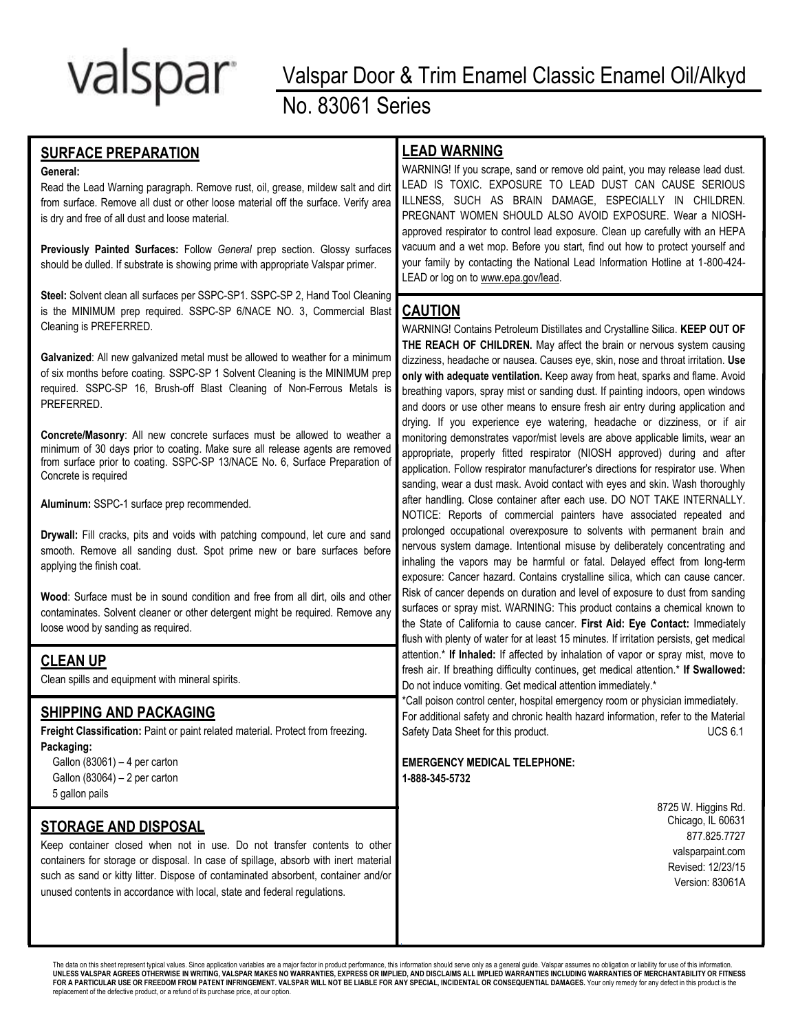# Valspar Door & Trim Enamel Classic Enamel Oil/Alkyd

## No. 83061 Series

## SURFACE PREPARATION

**General:**
Read the Lead Warning paragraph. Remove rust, oil, grease, mildew salt and dirt from surface. Remove all dust or other loose material off the surface. Verify area is dry and free of all dust and loose material.

**Previously Painted Surfaces:** Follow *General* prep section. Glossy surfaces should be dulled. If substrate is showing prime with appropriate Valspar primer.

**Steel:** Solvent clean all surfaces per SSPC-SP1. SSPC-SP 2, Hand Tool Cleaning is the MINIMUM prep required. SSPC-SP 6/NACE NO. 3, Commercial Blast Cleaning is PREFERRED.

**Galvanized**: All new galvanized metal must be allowed to weather for a minimum of six months before coating. SSPC-SP 1 Solvent Cleaning is the MINIMUM prep required. SSPC-SP 16, Brush-off Blast Cleaning of Non-Ferrous Metals is PREFERRED.

**Concrete/Masonry**: All new concrete surfaces must be allowed to weather a minimum of 30 days prior to coating. Make sure all release agents are removed from surface prior to coating. SSPC-SP 13/NACE No. 6, Surface Preparation of Concrete is required

**Aluminum:** SSPC-1 surface prep recommended.

**Drywall:** Fill cracks, pits and voids with patching compound, let cure and sand smooth. Remove all sanding dust. Spot prime new or bare surfaces before applying the finish coat.

**Wood**: Surface must be in sound condition and free from all dirt, oils and other contaminates. Solvent cleaner or other detergent might be required. Remove any loose wood by sanding as required.

## CLEAN UP

Clean spills and equipment with mineral spirits.

## SHIPPING AND PACKAGING

**Freight Classification:** Paint or paint related material. Protect from freezing.

**Packaging:**

- Gallon (83061) – 4 per carton
- Gallon (83064) – 2 per carton
- 5 gallon pails

## STORAGE AND DISPOSAL

Keep container closed when not in use. Do not transfer contents to other containers for storage or disposal. In case of spillage, absorb with inert material such as sand or kitty litter. Dispose of contaminated absorbent, container and/or unused contents in accordance with local, state and federal regulations.

## LEAD WARNING

WARNING! If you scrape, sand or remove old paint, you may release lead dust. LEAD IS TOXIC. EXPOSURE TO LEAD DUST CAN CAUSE SERIOUS ILLNESS, SUCH AS BRAIN DAMAGE, ESPECIALLY IN CHILDREN. PREGNANT WOMEN SHOULD ALSO AVOID EXPOSURE. Wear a NIOSH-approved respirator to control lead exposure. Clean up carefully with an HEPA vacuum and a wet mop. Before you start, find out how to protect yourself and your family by contacting the National Lead Information Hotline at 1-800-424-LEAD or log on to www.epa.gov/lead.

## CAUTION

WARNING! Contains Petroleum Distillates and Crystalline Silica. **KEEP OUT OF THE REACH OF CHILDREN.** May affect the brain or nervous system causing dizziness, headache or nausea. Causes eye, skin, nose and throat irritation. **Use only with adequate ventilation.** Keep away from heat, sparks and flame. Avoid breathing vapors, spray mist or sanding dust. If painting indoors, open windows and doors or use other means to ensure fresh air entry during application and drying. If you experience eye watering, headache or dizziness, or if air monitoring demonstrates vapor/mist levels are above applicable limits, wear an appropriate, properly fitted respirator (NIOSH approved) during and after application. Follow respirator manufacturer's directions for respirator use. When sanding, wear a dust mask. Avoid contact with eyes and skin. Wash thoroughly after handling. Close container after each use. DO NOT TAKE INTERNALLY. NOTICE: Reports of commercial painters have associated repeated and prolonged occupational overexposure to solvents with permanent brain and nervous system damage. Intentional misuse by deliberately concentrating and inhaling the vapors may be harmful or fatal. Delayed effect from long-term exposure: Cancer hazard. Contains crystalline silica, which can cause cancer. Risk of cancer depends on duration and level of exposure to dust from sanding surfaces or spray mist. WARNING: This product contains a chemical known to the State of California to cause cancer. **First Aid: Eye Contact:** Immediately flush with plenty of water for at least 15 minutes. If irritation persists, get medical attention.* **If Inhaled:** If affected by inhalation of vapor or spray mist, move to fresh air. If breathing difficulty continues, get medical attention.* **If Swallowed:** Do not induce vomiting. Get medical attention immediately.*

*Call poison control center, hospital emergency room or physician immediately.
For additional safety and chronic health hazard information, refer to the Material Safety Data Sheet for this product. UCS 6.1

**EMERGENCY MEDICAL TELEPHONE:**
**1-888-345-5732**

8725 W. Higgins Rd.
Chicago, IL 60631
877.825.7727
valsparpaint.com
Revised: 12/23/15
Version: 83061A

The data on this sheet represent typical values. Since application variables are a major factor in product performance, this information should serve only as a general guide. Valspar assumes no obligation or liability for use of this information. **UNLESS VALSPAR AGREES OTHERWISE IN WRITING, VALSPAR MAKES NO WARRANTIES, EXPRESS OR IMPLIED, AND DISCLAIMS ALL IMPLIED WARRANTIES INCLUDING WARRANTIES OF MERCHANTABILITY OR FITNESS FOR A PARTICULAR USE OR FREEDOM FROM PATENT INFRINGEMENT. VALSPAR WILL NOT BE LIABLE FOR ANY SPECIAL, INCIDENTAL OR CONSEQUENTIAL DAMAGES.** Your only remedy for any defect in this product is the replacement of the defective product, or a refund of its purchase price, at our option.